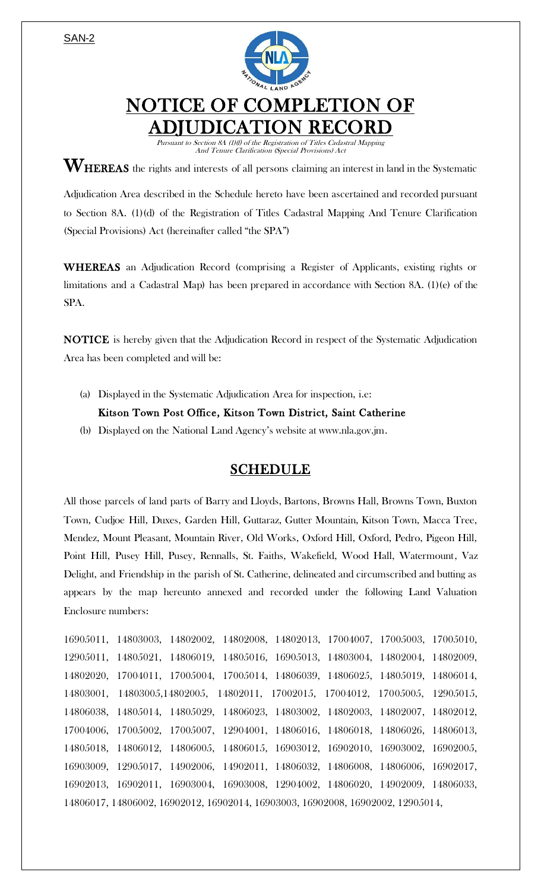SAN-2

# NOTICE OF COMPLETION OF ADJUDICATION RECORD

*Pursuant to Section 8A (1)(f) of the Registration of Titles Cadastral Mapping And Tenure Clarification (Special Provisions) Act*

**WHEREAS** the rights and interests of all persons claiming an interest in land in the Systematic Adjudication Area described in the Schedule hereto have been ascertained and recorded pursuant to Section 8A. (1)(d) of the Registration of Titles Cadastral Mapping And Tenure Clarification (Special Provisions) Act (hereinafter called "the SPA")

**WHEREAS** an Adjudication Record (comprising a Register of Applicants, existing rights or limitations and a Cadastral Map) has been prepared in accordance with Section 8A. (1)(e) of the SPA.

**NOTICE** is hereby given that the Adjudication Record in respect of the Systematic Adjudication Area has been completed and will be:

(a) Displayed in the Systematic Adjudication Area for inspection, i.e:
**Kitson Town Post Office, Kitson Town District, Saint Catherine**

(b) Displayed on the National Land Agency's website at www.nla.gov.jm.

## SCHEDULE

All those parcels of land parts of Barry and Lloyds, Bartons, Browns Hall, Browns Town, Buxton Town, Cudjoe Hill, Duxes, Garden Hill, Guttaraz, Gutter Mountain, Kitson Town, Macca Tree, Mendez, Mount Pleasant, Mountain River, Old Works, Oxford Hill, Oxford, Pedro, Pigeon Hill, Point Hill, Pusey Hill, Pusey, Rennalls, St. Faiths, Wakefield, Wood Hall, Watermount, Vaz Delight, and Friendship in the parish of St. Catherine, delineated and circumscribed and butting as appears by the map hereunto annexed and recorded under the following Land Valuation Enclosure numbers:

16905011, 14803003, 14802002, 14802008, 14802013, 17004007, 17005003, 17005010, 12905011, 14805021, 14806019, 14805016, 16905013, 14803004, 14802004, 14802009, 14802020, 17004011, 17005004, 17005014, 14806039, 14806025, 14805019, 14806014, 14803001, 14803005,14802005, 14802011, 17002015, 17004012, 17005005, 12905015, 14806038, 14805014, 14805029, 14806023, 14803002, 14802003, 14802007, 14802012, 17004006, 17005002, 17005007, 12904001, 14806016, 14806018, 14806026, 14806013, 14805018, 14806012, 14806005, 14806015, 16903012, 16902010, 16903002, 16902005, 16903009, 12905017, 14902006, 14902011, 14806032, 14806008, 14806006, 16902017, 16902013, 16902011, 16903004, 16903008, 12904002, 14806020, 14902009, 14806033, 14806017, 14806002, 16902012, 16902014, 16903003, 16902008, 16902002, 12905014,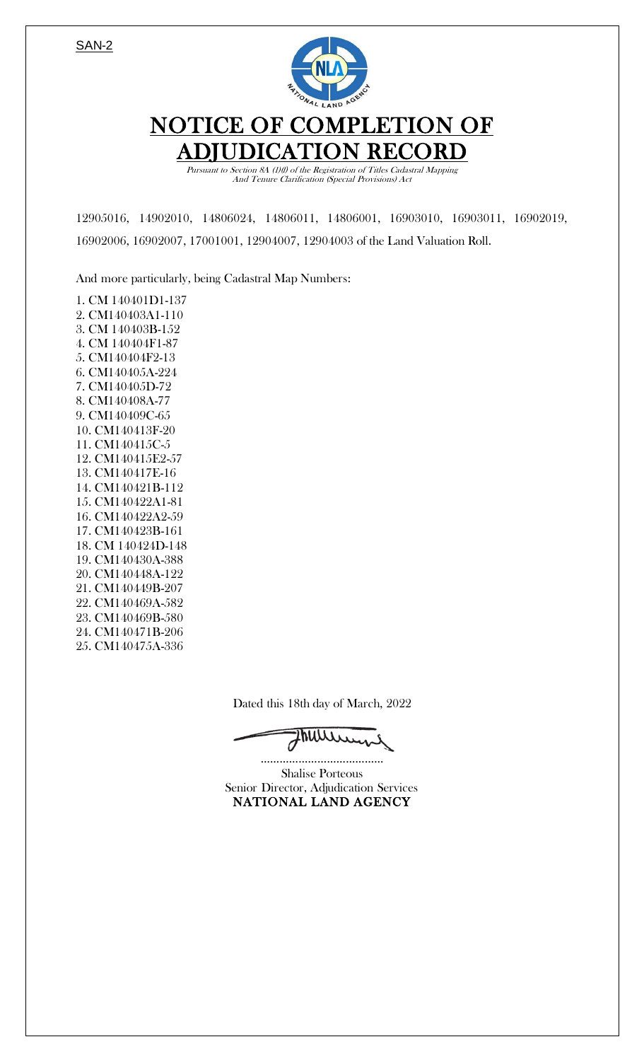SAN-2

# NOTICE OF COMPLETION OF ADJUDICATION RECORD

*Pursuant to Section 8A (1)(f) of the Registration of Titles Cadastral Mapping And Tenure Clarification (Special Provisions) Act*

12905016, 14902010, 14806024, 14806011, 14806001, 16903010, 16903011, 16902019, 16902006, 16902007, 17001001, 12904007, 12904003 of the Land Valuation Roll.

And more particularly, being Cadastral Map Numbers:

1. CM 140401D1-137
2. CM140403A1-110
3. CM 140403B-152
4. CM 140404F1-87
5. CM140404F2-13
6. CM140405A-224
7. CM140405D-72
8. CM140408A-77
9. CM140409C-65
10. CM140413F-20
11. CM140415C-5
12. CM140415E2-57
13. CM140417E-16
14. CM140421B-112
15. CM140422A1-81
16. CM140422A2-59
17. CM140423B-161
18. CM 140424D-148
19. CM140430A-388
20. CM140448A-122
21. CM140449B-207
22. CM140469A-582
23. CM140469B-580
24. CM140471B-206
25. CM140475A-336

Dated this 18th day of March, 2022

.......................................

Shalise Porteous
Senior Director, Adjudication Services
**NATIONAL LAND AGENCY**